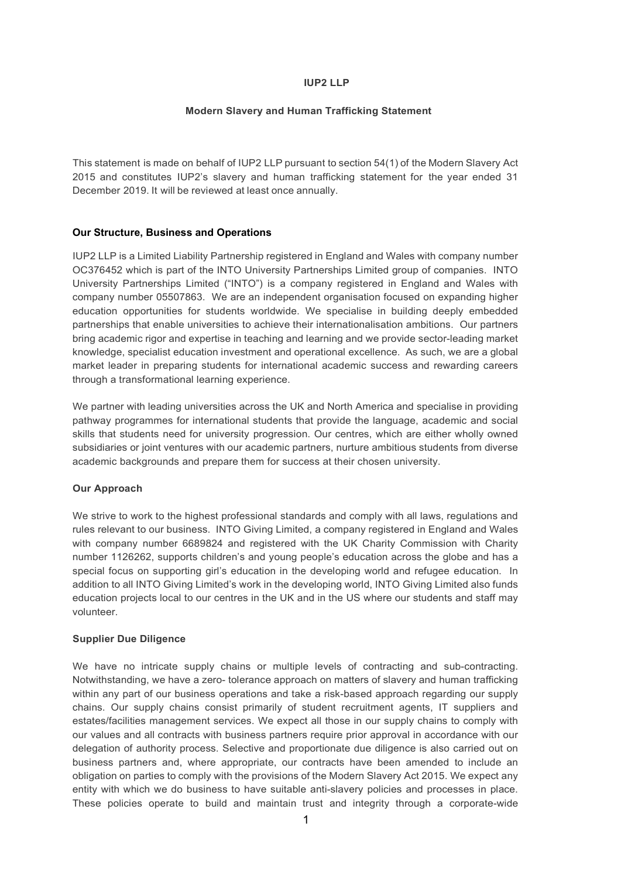# IUP2 LLP

## Modern Slavery and Human Trafficking Statement

This statement is made on behalf of IUP2 LLP pursuant to section 54(1) of the Modern Slavery Act 2015 and constitutes IUP2's slavery and human trafficking statement for the year ended 31 December 2019. It will be reviewed at least once annually.

### Our Structure, Business and Operations

IUP2 LLP is a Limited Liability Partnership registered in England and Wales with company number OC376452 which is part of the INTO University Partnerships Limited group of companies. INTO University Partnerships Limited ("INTO") is a company registered in England and Wales with company number 05507863. We are an independent organisation focused on expanding higher education opportunities for students worldwide. We specialise in building deeply embedded partnerships that enable universities to achieve their internationalisation ambitions. Our partners bring academic rigor and expertise in teaching and learning and we provide sector-leading market knowledge, specialist education investment and operational excellence. As such, we are a global market leader in preparing students for international academic success and rewarding careers through a transformational learning experience.

We partner with leading universities across the UK and North America and specialise in providing pathway programmes for international students that provide the language, academic and social skills that students need for university progression. Our centres, which are either wholly owned subsidiaries or joint ventures with our academic partners, nurture ambitious students from diverse academic backgrounds and prepare them for success at their chosen university.

### Our Approach

We strive to work to the highest professional standards and comply with all laws, regulations and rules relevant to our business. INTO Giving Limited, a company registered in England and Wales with company number 6689824 and registered with the UK Charity Commission with Charity number 1126262, supports children's and young people's education across the globe and has a special focus on supporting girl's education in the developing world and refugee education. In addition to all INTO Giving Limited's work in the developing world, INTO Giving Limited also funds education projects local to our centres in the UK and in the US where our students and staff may volunteer.

### Supplier Due Diligence

We have no intricate supply chains or multiple levels of contracting and sub-contracting. Notwithstanding, we have a zero- tolerance approach on matters of slavery and human trafficking within any part of our business operations and take a risk-based approach regarding our supply chains. Our supply chains consist primarily of student recruitment agents, IT suppliers and estates/facilities management services. We expect all those in our supply chains to comply with our values and all contracts with business partners require prior approval in accordance with our delegation of authority process. Selective and proportionate due diligence is also carried out on business partners and, where appropriate, our contracts have been amended to include an obligation on parties to comply with the provisions of the Modern Slavery Act 2015. We expect any entity with which we do business to have suitable anti-slavery policies and processes in place. These policies operate to build and maintain trust and integrity through a corporate-wide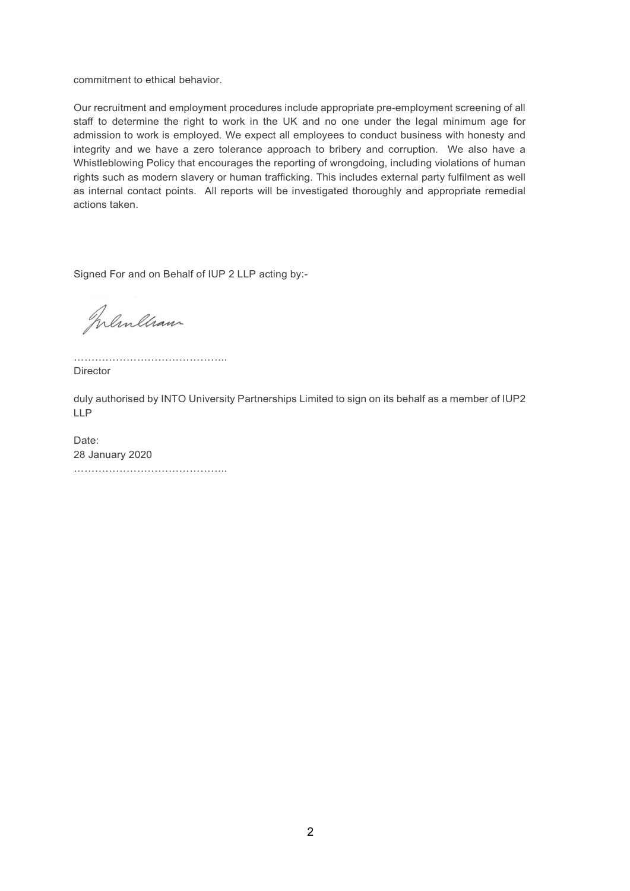commitment to ethical behavior.

Our recruitment and employment procedures include appropriate pre-employment screening of all staff to determine the right to work in the UK and no one under the legal minimum age for admission to work is employed. We expect all employees to conduct business with honesty and integrity and we have a zero tolerance approach to bribery and corruption. We also have a Whistleblowing Policy that encourages the reporting of wrongdoing, including violations of human rights such as modern slavery or human trafficking. This includes external party fulfilment as well as internal contact points. All reports will be investigated thoroughly and appropriate remedial actions taken.

Signed For and on Behalf of IUP 2 LLP acting by:-

……………………………………..
Director

duly authorised by INTO University Partnerships Limited to sign on its behalf as a member of IUP2 LLP

Date:
28 January 2020
……………………………………..